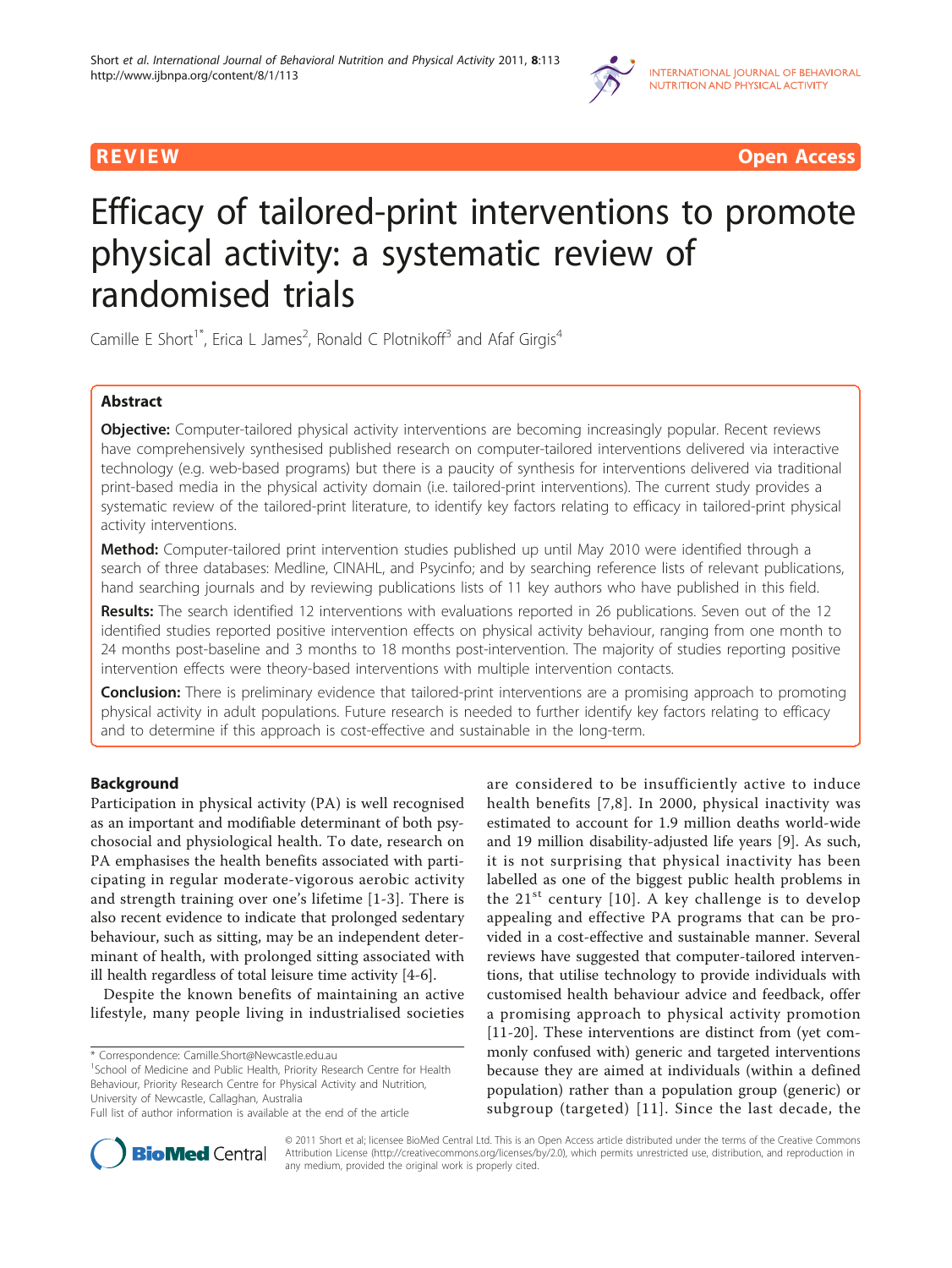REVIEW Open Access

# Efficacy of tailored-print interventions to promote physical activity: a systematic review of randomised trials

Camille E Short[1*], Erica L James[2], Ronald C Plotnikoff[3] and Afaf Girgis[4]

## Abstract

**Objective:** Computer-tailored physical activity interventions are becoming increasingly popular. Recent reviews have comprehensively synthesised published research on computer-tailored interventions delivered via interactive technology (e.g. web-based programs) but there is a paucity of synthesis for interventions delivered via traditional print-based media in the physical activity domain (i.e. tailored-print interventions). The current study provides a systematic review of the tailored-print literature, to identify key factors relating to efficacy in tailored-print physical activity interventions.

**Method:** Computer-tailored print intervention studies published up until May 2010 were identified through a search of three databases: Medline, CINAHL, and Psycinfo; and by searching reference lists of relevant publications, hand searching journals and by reviewing publications lists of 11 key authors who have published in this field.

**Results:** The search identified 12 interventions with evaluations reported in 26 publications. Seven out of the 12 identified studies reported positive intervention effects on physical activity behaviour, ranging from one month to 24 months post-baseline and 3 months to 18 months post-intervention. The majority of studies reporting positive intervention effects were theory-based interventions with multiple intervention contacts.

**Conclusion:** There is preliminary evidence that tailored-print interventions are a promising approach to promoting physical activity in adult populations. Future research is needed to further identify key factors relating to efficacy and to determine if this approach is cost-effective and sustainable in the long-term.

## Background

Participation in physical activity (PA) is well recognised as an important and modifiable determinant of both psychosocial and physiological health. To date, research on PA emphasises the health benefits associated with participating in regular moderate-vigorous aerobic activity and strength training over one's lifetime [1-3]. There is also recent evidence to indicate that prolonged sedentary behaviour, such as sitting, may be an independent determinant of health, with prolonged sitting associated with ill health regardless of total leisure time activity [4-6].

Despite the known benefits of maintaining an active lifestyle, many people living in industrialised societies are considered to be insufficiently active to induce health benefits [7,8]. In 2000, physical inactivity was estimated to account for 1.9 million deaths world-wide and 19 million disability-adjusted life years [9]. As such, it is not surprising that physical inactivity has been labelled as one of the biggest public health problems in the 21st century [10]. A key challenge is to develop appealing and effective PA programs that can be provided in a cost-effective and sustainable manner. Several reviews have suggested that computer-tailored interventions, that utilise technology to provide individuals with customised health behaviour advice and feedback, offer a promising approach to physical activity promotion [11-20]. These interventions are distinct from (yet commonly confused with) generic and targeted interventions because they are aimed at individuals (within a defined population) rather than a population group (generic) or subgroup (targeted) [11]. Since the last decade, the

\* Correspondence: Camille.Short@Newcastle.edu.au
[1]School of Medicine and Public Health, Priority Research Centre for Health Behaviour, Priority Research Centre for Physical Activity and Nutrition, University of Newcastle, Callaghan, Australia
Full list of author information is available at the end of the article

© 2011 Short et al; licensee BioMed Central Ltd. This is an Open Access article distributed under the terms of the Creative Commons Attribution License (http://creativecommons.org/licenses/by/2.0), which permits unrestricted use, distribution, and reproduction in any medium, provided the original work is properly cited.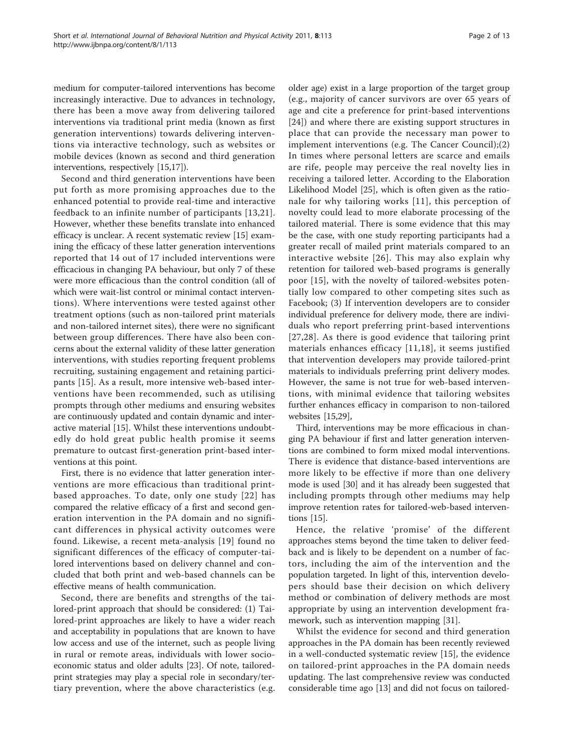medium for computer-tailored interventions has become increasingly interactive. Due to advances in technology, there has been a move away from delivering tailored interventions via traditional print media (known as first generation interventions) towards delivering interventions via interactive technology, such as websites or mobile devices (known as second and third generation interventions, respectively [15,17]).

Second and third generation interventions have been put forth as more promising approaches due to the enhanced potential to provide real-time and interactive feedback to an infinite number of participants [13,21]. However, whether these benefits translate into enhanced efficacy is unclear. A recent systematic review [15] examining the efficacy of these latter generation interventions reported that 14 out of 17 included interventions were efficacious in changing PA behaviour, but only 7 of these were more efficacious than the control condition (all of which were wait-list control or minimal contact interventions). Where interventions were tested against other treatment options (such as non-tailored print materials and non-tailored internet sites), there were no significant between group differences. There have also been concerns about the external validity of these latter generation interventions, with studies reporting frequent problems recruiting, sustaining engagement and retaining participants [15]. As a result, more intensive web-based interventions have been recommended, such as utilising prompts through other mediums and ensuring websites are continuously updated and contain dynamic and interactive material [15]. Whilst these interventions undoubtedly do hold great public health promise it seems premature to outcast first-generation print-based interventions at this point.

First, there is no evidence that latter generation interventions are more efficacious than traditional print-based approaches. To date, only one study [22] has compared the relative efficacy of a first and second generation intervention in the PA domain and no significant differences in physical activity outcomes were found. Likewise, a recent meta-analysis [19] found no significant differences of the efficacy of computer-tailored interventions based on delivery channel and concluded that both print and web-based channels can be effective means of health communication.

Second, there are benefits and strengths of the tailored-print approach that should be considered: (1) Tailored-print approaches are likely to have a wider reach and acceptability in populations that are known to have low access and use of the internet, such as people living in rural or remote areas, individuals with lower socioeconomic status and older adults [23]. Of note, tailored-print strategies may play a special role in secondary/tertiary prevention, where the above characteristics (e.g. older age) exist in a large proportion of the target group (e.g., majority of cancer survivors are over 65 years of age and cite a preference for print-based interventions [24]) and where there are existing support structures in place that can provide the necessary man power to implement interventions (e.g. The Cancer Council);(2) In times where personal letters are scarce and emails are rife, people may perceive the real novelty lies in receiving a tailored letter. According to the Elaboration Likelihood Model [25], which is often given as the rationale for why tailoring works [11], this perception of novelty could lead to more elaborate processing of the tailored material. There is some evidence that this may be the case, with one study reporting participants had a greater recall of mailed print materials compared to an interactive website [26]. This may also explain why retention for tailored web-based programs is generally poor [15], with the novelty of tailored-websites potentially low compared to other competing sites such as Facebook; (3) If intervention developers are to consider individual preference for delivery mode, there are individuals who report preferring print-based interventions [27,28]. As there is good evidence that tailoring print materials enhances efficacy [11,18], it seems justified that intervention developers may provide tailored-print materials to individuals preferring print delivery modes. However, the same is not true for web-based interventions, with minimal evidence that tailoring websites further enhances efficacy in comparison to non-tailored websites [15,29],

Third, interventions may be more efficacious in changing PA behaviour if first and latter generation interventions are combined to form mixed modal interventions. There is evidence that distance-based interventions are more likely to be effective if more than one delivery mode is used [30] and it has already been suggested that including prompts through other mediums may help improve retention rates for tailored-web-based interventions [15].

Hence, the relative 'promise' of the different approaches stems beyond the time taken to deliver feedback and is likely to be dependent on a number of factors, including the aim of the intervention and the population targeted. In light of this, intervention developers should base their decision on which delivery method or combination of delivery methods are most appropriate by using an intervention development framework, such as intervention mapping [31].

Whilst the evidence for second and third generation approaches in the PA domain has been recently reviewed in a well-conducted systematic review [15], the evidence on tailored-print approaches in the PA domain needs updating. The last comprehensive review was conducted considerable time ago [13] and did not focus on tailored-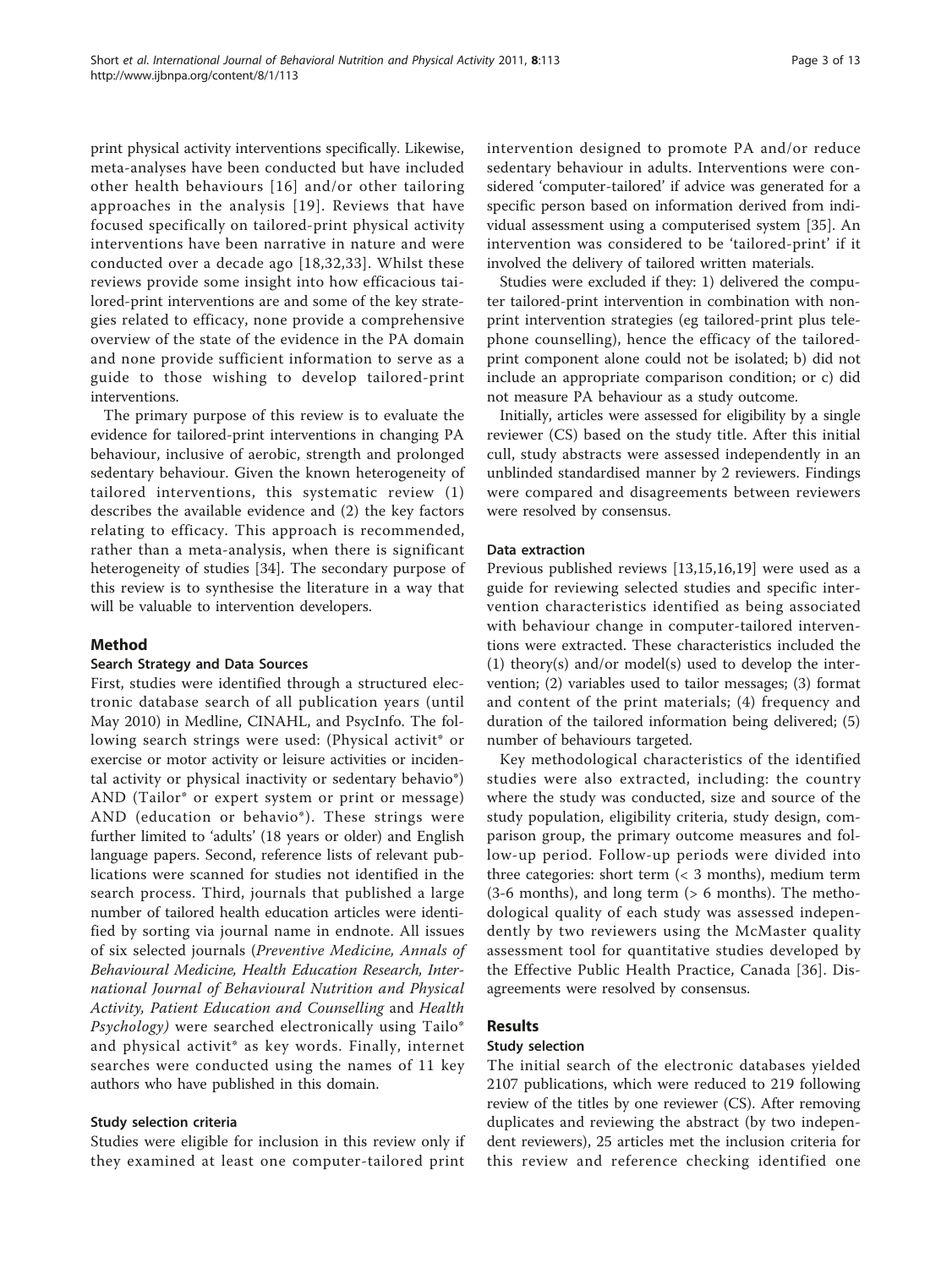print physical activity interventions specifically. Likewise, meta-analyses have been conducted but have included other health behaviours [16] and/or other tailoring approaches in the analysis [19]. Reviews that have focused specifically on tailored-print physical activity interventions have been narrative in nature and were conducted over a decade ago [18,32,33]. Whilst these reviews provide some insight into how efficacious tailored-print interventions are and some of the key strategies related to efficacy, none provide a comprehensive overview of the state of the evidence in the PA domain and none provide sufficient information to serve as a guide to those wishing to develop tailored-print interventions.

The primary purpose of this review is to evaluate the evidence for tailored-print interventions in changing PA behaviour, inclusive of aerobic, strength and prolonged sedentary behaviour. Given the known heterogeneity of tailored interventions, this systematic review (1) describes the available evidence and (2) the key factors relating to efficacy. This approach is recommended, rather than a meta-analysis, when there is significant heterogeneity of studies [34]. The secondary purpose of this review is to synthesise the literature in a way that will be valuable to intervention developers.

## Method

### Search Strategy and Data Sources

First, studies were identified through a structured electronic database search of all publication years (until May 2010) in Medline, CINAHL, and PsycInfo. The following search strings were used: (Physical activit* or exercise or motor activity or leisure activities or incidental activity or physical inactivity or sedentary behavio*) AND (Tailor* or expert system or print or message) AND (education or behavio*). These strings were further limited to 'adults' (18 years or older) and English language papers. Second, reference lists of relevant publications were scanned for studies not identified in the search process. Third, journals that published a large number of tailored health education articles were identified by sorting via journal name in endnote. All issues of six selected journals (*Preventive Medicine, Annals of Behavioural Medicine, Health Education Research, International Journal of Behavioural Nutrition and Physical Activity, Patient Education and Counselling* and *Health Psychology)* were searched electronically using Tailo* and physical activit* as key words. Finally, internet searches were conducted using the names of 11 key authors who have published in this domain.

### Study selection criteria

Studies were eligible for inclusion in this review only if they examined at least one computer-tailored print intervention designed to promote PA and/or reduce sedentary behaviour in adults. Interventions were considered 'computer-tailored' if advice was generated for a specific person based on information derived from individual assessment using a computerised system [35]. An intervention was considered to be 'tailored-print' if it involved the delivery of tailored written materials.

Studies were excluded if they: 1) delivered the computer tailored-print intervention in combination with non-print intervention strategies (eg tailored-print plus telephone counselling), hence the efficacy of the tailored-print component alone could not be isolated; b) did not include an appropriate comparison condition; or c) did not measure PA behaviour as a study outcome.

Initially, articles were assessed for eligibility by a single reviewer (CS) based on the study title. After this initial cull, study abstracts were assessed independently in an unblinded standardised manner by 2 reviewers. Findings were compared and disagreements between reviewers were resolved by consensus.

### Data extraction

Previous published reviews [13,15,16,19] were used as a guide for reviewing selected studies and specific intervention characteristics identified as being associated with behaviour change in computer-tailored interventions were extracted. These characteristics included the (1) theory(s) and/or model(s) used to develop the intervention; (2) variables used to tailor messages; (3) format and content of the print materials; (4) frequency and duration of the tailored information being delivered; (5) number of behaviours targeted.

Key methodological characteristics of the identified studies were also extracted, including: the country where the study was conducted, size and source of the study population, eligibility criteria, study design, comparison group, the primary outcome measures and follow-up period. Follow-up periods were divided into three categories: short term (< 3 months), medium term (3-6 months), and long term (> 6 months). The methodological quality of each study was assessed independently by two reviewers using the McMaster quality assessment tool for quantitative studies developed by the Effective Public Health Practice, Canada [36]. Disagreements were resolved by consensus.

## Results

### Study selection

The initial search of the electronic databases yielded 2107 publications, which were reduced to 219 following review of the titles by one reviewer (CS). After removing duplicates and reviewing the abstract (by two independent reviewers), 25 articles met the inclusion criteria for this review and reference checking identified one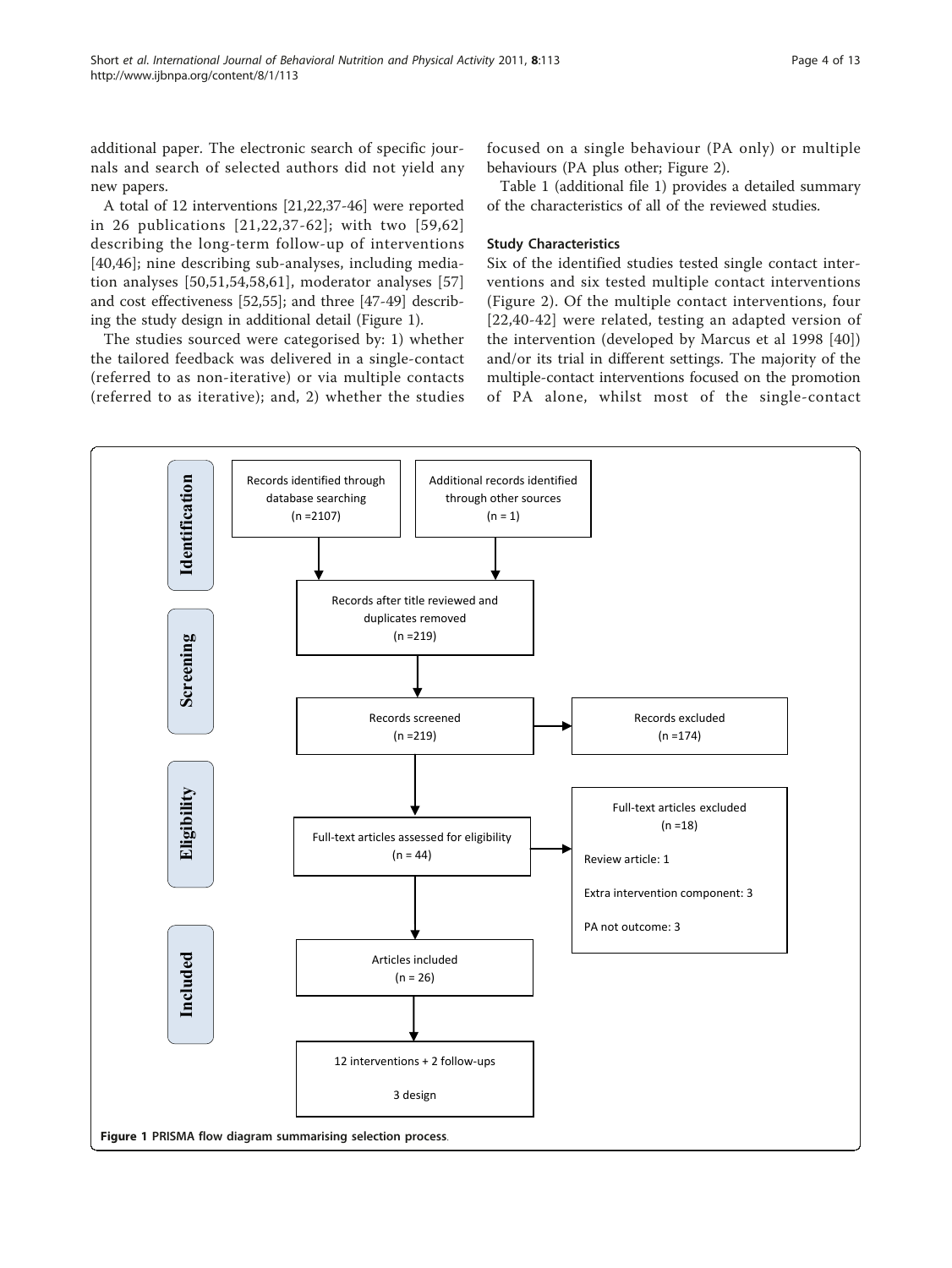additional paper. The electronic search of specific journals and search of selected authors did not yield any new papers.

A total of 12 interventions [21,22,37-46] were reported in 26 publications [21,22,37-62]; with two [59,62] describing the long-term follow-up of interventions [40,46]; nine describing sub-analyses, including mediation analyses [50,51,54,58,61], moderator analyses [57] and cost effectiveness [52,55]; and three [47-49] describing the study design in additional detail (Figure 1).

The studies sourced were categorised by: 1) whether the tailored feedback was delivered in a single-contact (referred to as non-iterative) or via multiple contacts (referred to as iterative); and, 2) whether the studies focused on a single behaviour (PA only) or multiple behaviours (PA plus other; Figure 2).

Table 1 (additional file 1) provides a detailed summary of the characteristics of all of the reviewed studies.

### Study Characteristics

Six of the identified studies tested single contact interventions and six tested multiple contact interventions (Figure 2). Of the multiple contact interventions, four [22,40-42] were related, testing an adapted version of the intervention (developed by Marcus et al 1998 [40]) and/or its trial in different settings. The majority of the multiple-contact interventions focused on the promotion of PA alone, whilst most of the single-contact

**Identification**

Records identified through database searching (n =2107)

Additional records identified through other sources (n = 1)

**Screening**

Records after title reviewed and duplicates removed (n =219)

Records screened (n =219)

Records excluded (n =174)

**Eligibility**

Full-text articles assessed for eligibility (n = 44)

Full-text articles excluded (n =18)

Review article: 1

Extra intervention component: 3

PA not outcome: 3

**Included**

Articles included (n = 26)

12 interventions + 2 follow-ups

3 design

**Figure 1 PRISMA flow diagram summarising selection process**.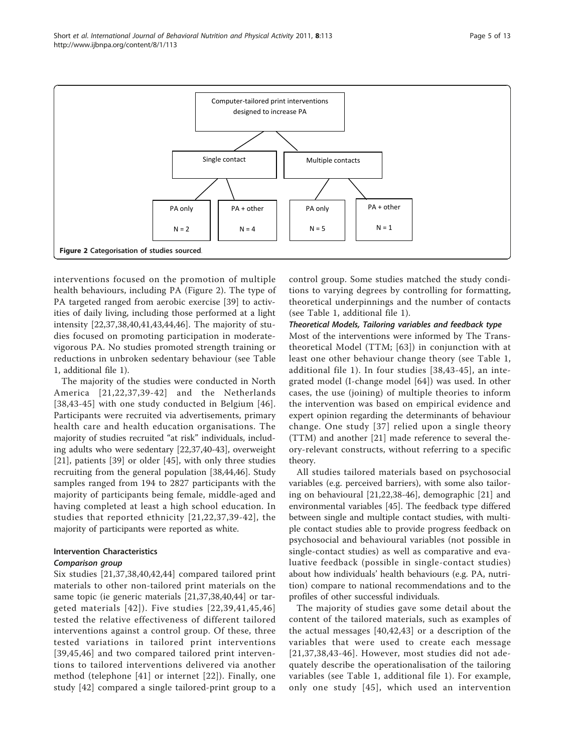Computer-tailored print interventions designed to increase PA

Single contact

Multiple contacts

PA only N = 2

PA + other N = 4

PA only N = 5

PA + other N = 1

**Figure 2** Categorisation of studies sourced.

interventions focused on the promotion of multiple health behaviours, including PA (Figure 2). The type of PA targeted ranged from aerobic exercise [39] to activities of daily living, including those performed at a light intensity [22,37,38,40,41,43,44,46]. The majority of studies focused on promoting participation in moderate-vigorous PA. No studies promoted strength training or reductions in unbroken sedentary behaviour (see Table 1, additional file 1).

The majority of the studies were conducted in North America [21,22,37,39-42] and the Netherlands [38,43-45] with one study conducted in Belgium [46]. Participants were recruited via advertisements, primary health care and health education organisations. The majority of studies recruited "at risk" individuals, including adults who were sedentary [22,37,40-43], overweight [21], patients [39] or older [45], with only three studies recruiting from the general population [38,44,46]. Study samples ranged from 194 to 2827 participants with the majority of participants being female, middle-aged and having completed at least a high school education. In studies that reported ethnicity [21,22,37,39-42], the majority of participants were reported as white.

## Intervention Characteristics

### *Comparison group*

Six studies [21,37,38,40,42,44] compared tailored print materials to other non-tailored print materials on the same topic (ie generic materials [21,37,38,40,44] or targeted materials [42]). Five studies [22,39,41,45,46] tested the relative effectiveness of different tailored interventions against a control group. Of these, three tested variations in tailored print interventions [39,45,46] and two compared tailored print interventions to tailored interventions delivered via another method (telephone [41] or internet [22]). Finally, one study [42] compared a single tailored-print group to a control group. Some studies matched the study conditions to varying degrees by controlling for formatting, theoretical underpinnings and the number of contacts (see Table 1, additional file 1).

### *Theoretical Models, Tailoring variables and feedback type*

Most of the interventions were informed by The Transtheoretical Model (TTM; [63]) in conjunction with at least one other behaviour change theory (see Table 1, additional file 1). In four studies [38,43-45], an integrated model (I-change model [64]) was used. In other cases, the use (joining) of multiple theories to inform the intervention was based on empirical evidence and expert opinion regarding the determinants of behaviour change. One study [37] relied upon a single theory (TTM) and another [21] made reference to several theory-relevant constructs, without referring to a specific theory.

All studies tailored materials based on psychosocial variables (e.g. perceived barriers), with some also tailoring on behavioural [21,22,38-46], demographic [21] and environmental variables [45]. The feedback type differed between single and multiple contact studies, with multiple contact studies able to provide progress feedback on psychosocial and behavioural variables (not possible in single-contact studies) as well as comparative and evaluative feedback (possible in single-contact studies) about how individuals' health behaviours (e.g. PA, nutrition) compare to national recommendations and to the profiles of other successful individuals.

The majority of studies gave some detail about the content of the tailored materials, such as examples of the actual messages [40,42,43] or a description of the variables that were used to create each message [21,37,38,43-46]. However, most studies did not adequately describe the operationalisation of the tailoring variables (see Table 1, additional file 1). For example, only one study [45], which used an intervention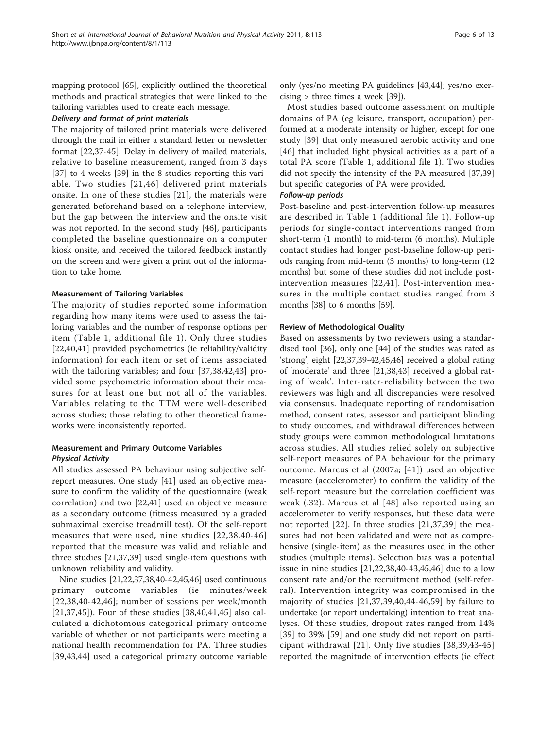mapping protocol [65], explicitly outlined the theoretical methods and practical strategies that were linked to the tailoring variables used to create each message.

#### *Delivery and format of print materials*

The majority of tailored print materials were delivered through the mail in either a standard letter or newsletter format [22,37-45]. Delay in delivery of mailed materials, relative to baseline measurement, ranged from 3 days [37] to 4 weeks [39] in the 8 studies reporting this variable. Two studies [21,46] delivered print materials onsite. In one of these studies [21], the materials were generated beforehand based on a telephone interview, but the gap between the interview and the onsite visit was not reported. In the second study [46], participants completed the baseline questionnaire on a computer kiosk onsite, and received the tailored feedback instantly on the screen and were given a print out of the information to take home.

### Measurement of Tailoring Variables

The majority of studies reported some information regarding how many items were used to assess the tailoring variables and the number of response options per item (Table 1, additional file 1). Only three studies [22,40,41] provided psychometrics (ie reliability/validity information) for each item or set of items associated with the tailoring variables; and four [37,38,42,43] provided some psychometric information about their measures for at least one but not all of the variables. Variables relating to the TTM were well-described across studies; those relating to other theoretical frameworks were inconsistently reported.

### Measurement and Primary Outcome Variables

#### *Physical Activity*

All studies assessed PA behaviour using subjective self-report measures. One study [41] used an objective measure to confirm the validity of the questionnaire (weak correlation) and two [22,41] used an objective measure as a secondary outcome (fitness measured by a graded submaximal exercise treadmill test). Of the self-report measures that were used, nine studies [22,38,40-46] reported that the measure was valid and reliable and three studies [21,37,39] used single-item questions with unknown reliability and validity.

Nine studies [21,22,37,38,40-42,45,46] used continuous primary outcome variables (ie minutes/week [22,38,40-42,46]; number of sessions per week/month [21,37,45]). Four of these studies [38,40,41,45] also calculated a dichotomous categorical primary outcome variable of whether or not participants were meeting a national health recommendation for PA. Three studies [39,43,44] used a categorical primary outcome variable only (yes/no meeting PA guidelines [43,44]; yes/no exercising > three times a week [39]).

Most studies based outcome assessment on multiple domains of PA (eg leisure, transport, occupation) performed at a moderate intensity or higher, except for one study [39] that only measured aerobic activity and one [46] that included light physical activities as a part of a total PA score (Table 1, additional file 1). Two studies did not specify the intensity of the PA measured [37,39] but specific categories of PA were provided.

#### *Follow-up periods*

Post-baseline and post-intervention follow-up measures are described in Table 1 (additional file 1). Follow-up periods for single-contact interventions ranged from short-term (1 month) to mid-term (6 months). Multiple contact studies had longer post-baseline follow-up periods ranging from mid-term (3 months) to long-term (12 months) but some of these studies did not include post-intervention measures [22,41]. Post-intervention measures in the multiple contact studies ranged from 3 months [38] to 6 months [59].

### Review of Methodological Quality

Based on assessments by two reviewers using a standardised tool [36], only one [44] of the studies was rated as 'strong', eight [22,37,39-42,45,46] received a global rating of 'moderate' and three [21,38,43] received a global rating of 'weak'. Inter-rater-reliability between the two reviewers was high and all discrepancies were resolved via consensus. Inadequate reporting of randomisation method, consent rates, assessor and participant blinding to study outcomes, and withdrawal differences between study groups were common methodological limitations across studies. All studies relied solely on subjective self-report measures of PA behaviour for the primary outcome. Marcus et al (2007a; [41]) used an objective measure (accelerometer) to confirm the validity of the self-report measure but the correlation coefficient was weak (.32). Marcus et al [48] also reported using an accelerometer to verify responses, but these data were not reported [22]. In three studies [21,37,39] the measures had not been validated and were not as comprehensive (single-item) as the measures used in the other studies (multiple items). Selection bias was a potential issue in nine studies [21,22,38,40-43,45,46] due to a low consent rate and/or the recruitment method (self-referral). Intervention integrity was compromised in the majority of studies [21,37,39,40,44-46,59] by failure to undertake (or report undertaking) intention to treat analyses. Of these studies, dropout rates ranged from 14% [39] to 39% [59] and one study did not report on participant withdrawal [21]. Only five studies [38,39,43-45] reported the magnitude of intervention effects (ie effect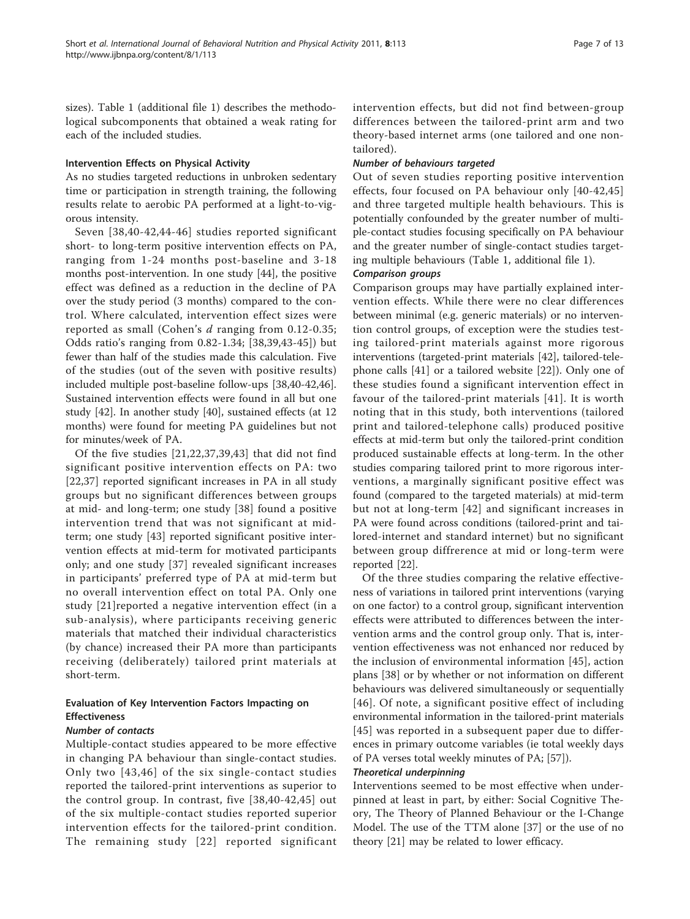sizes). Table 1 (additional file 1) describes the methodological subcomponents that obtained a weak rating for each of the included studies.

### Intervention Effects on Physical Activity

As no studies targeted reductions in unbroken sedentary time or participation in strength training, the following results relate to aerobic PA performed at a light-to-vigorous intensity.

Seven [38,40-42,44-46] studies reported significant short- to long-term positive intervention effects on PA, ranging from 1-24 months post-baseline and 3-18 months post-intervention. In one study [44], the positive effect was defined as a reduction in the decline of PA over the study period (3 months) compared to the control. Where calculated, intervention effect sizes were reported as small (Cohen's $d$ ranging from 0.12-0.35; Odds ratio's ranging from 0.82-1.34; [38,39,43-45]) but fewer than half of the studies made this calculation. Five of the studies (out of the seven with positive results) included multiple post-baseline follow-ups [38,40-42,46]. Sustained intervention effects were found in all but one study [42]. In another study [40], sustained effects (at 12 months) were found for meeting PA guidelines but not for minutes/week of PA.

Of the five studies [21,22,37,39,43] that did not find significant positive intervention effects on PA: two [22,37] reported significant increases in PA in all study groups but no significant differences between groups at mid- and long-term; one study [38] found a positive intervention trend that was not significant at mid-term; one study [43] reported significant positive intervention effects at mid-term for motivated participants only; and one study [37] revealed significant increases in participants' preferred type of PA at mid-term but no overall intervention effect on total PA. Only one study [21]reported a negative intervention effect (in a sub-analysis), where participants receiving generic materials that matched their individual characteristics (by chance) increased their PA more than participants receiving (deliberately) tailored print materials at short-term.

### Evaluation of Key Intervention Factors Impacting on Effectiveness

#### *Number of contacts*

Multiple-contact studies appeared to be more effective in changing PA behaviour than single-contact studies. Only two [43,46] of the six single-contact studies reported the tailored-print interventions as superior to the control group. In contrast, five [38,40-42,45] out of the six multiple-contact studies reported superior intervention effects for the tailored-print condition. The remaining study [22] reported significant intervention effects, but did not find between-group differences between the tailored-print arm and two theory-based internet arms (one tailored and one non-tailored).

#### *Number of behaviours targeted*

Out of seven studies reporting positive intervention effects, four focused on PA behaviour only [40-42,45] and three targeted multiple health behaviours. This is potentially confounded by the greater number of multiple-contact studies focusing specifically on PA behaviour and the greater number of single-contact studies targeting multiple behaviours (Table 1, additional file 1).

#### *Comparison groups*

Comparison groups may have partially explained intervention effects. While there were no clear differences between minimal (e.g. generic materials) or no intervention control groups, of exception were the studies testing tailored-print materials against more rigorous interventions (targeted-print materials [42], tailored-telephone calls [41] or a tailored website [22]). Only one of these studies found a significant intervention effect in favour of the tailored-print materials [41]. It is worth noting that in this study, both interventions (tailored print and tailored-telephone calls) produced positive effects at mid-term but only the tailored-print condition produced sustainable effects at long-term. In the other studies comparing tailored print to more rigorous interventions, a marginally significant positive effect was found (compared to the targeted materials) at mid-term but not at long-term [42] and significant increases in PA were found across conditions (tailored-print and tailored-internet and standard internet) but no significant between group diffrerence at mid or long-term were reported [22].

Of the three studies comparing the relative effectiveness of variations in tailored print interventions (varying on one factor) to a control group, significant intervention effects were attributed to differences between the intervention arms and the control group only. That is, intervention effectiveness was not enhanced nor reduced by the inclusion of environmental information [45], action plans [38] or by whether or not information on different behaviours was delivered simultaneously or sequentially [46]. Of note, a significant positive effect of including environmental information in the tailored-print materials [45] was reported in a subsequent paper due to differences in primary outcome variables (ie total weekly days of PA verses total weekly minutes of PA; [57]).

#### *Theoretical underpinning*

Interventions seemed to be most effective when underpinned at least in part, by either: Social Cognitive Theory, The Theory of Planned Behaviour or the I-Change Model. The use of the TTM alone [37] or the use of no theory [21] may be related to lower efficacy.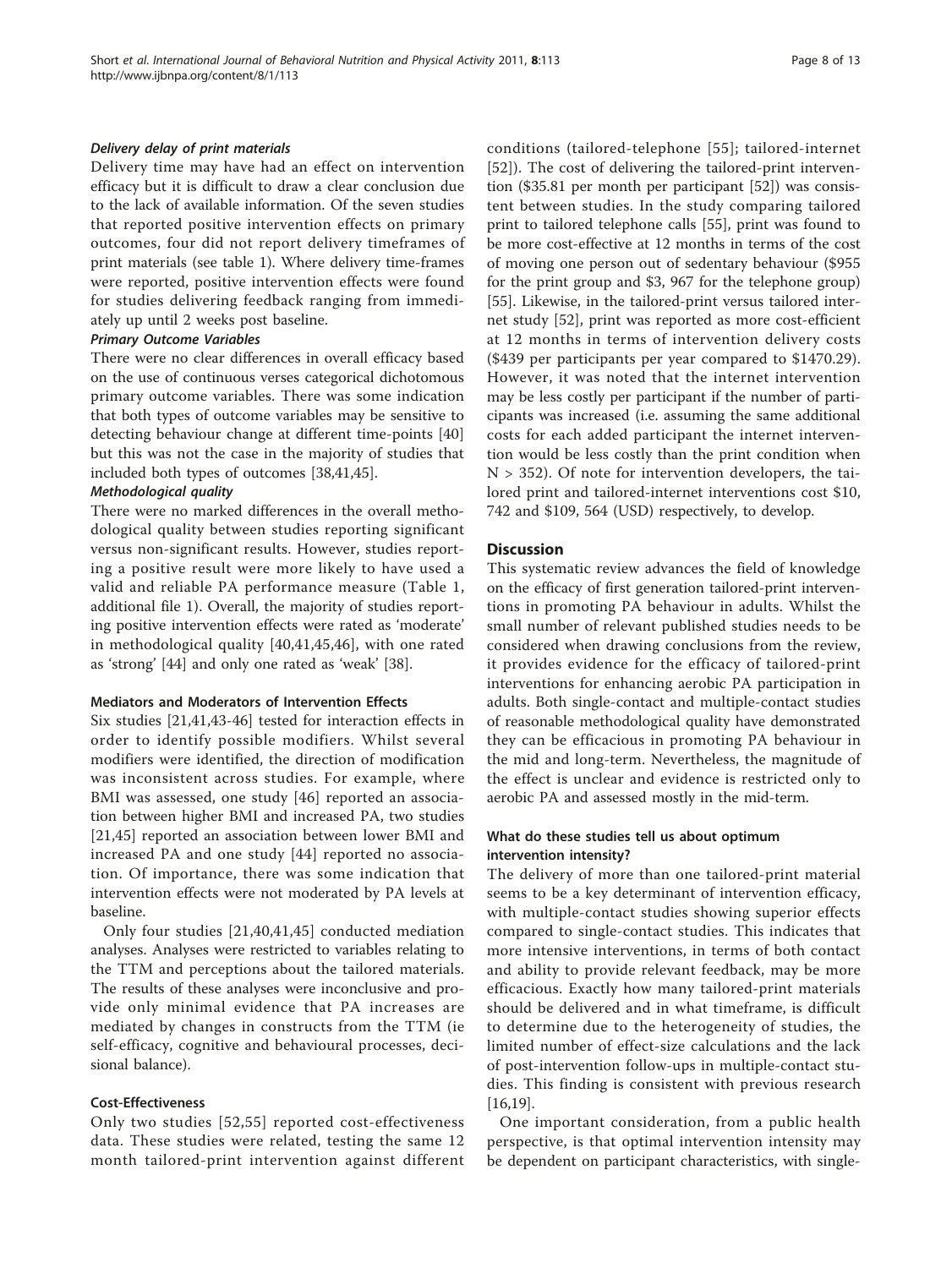#### *Delivery delay of print materials*

Delivery time may have had an effect on intervention efficacy but it is difficult to draw a clear conclusion due to the lack of available information. Of the seven studies that reported positive intervention effects on primary outcomes, four did not report delivery timeframes of print materials (see table 1). Where delivery time-frames were reported, positive intervention effects were found for studies delivering feedback ranging from immediately up until 2 weeks post baseline.

#### *Primary Outcome Variables*

There were no clear differences in overall efficacy based on the use of continuous verses categorical dichotomous primary outcome variables. There was some indication that both types of outcome variables may be sensitive to detecting behaviour change at different time-points [40] but this was not the case in the majority of studies that included both types of outcomes [38,41,45].

#### *Methodological quality*

There were no marked differences in the overall methodological quality between studies reporting significant versus non-significant results. However, studies reporting a positive result were more likely to have used a valid and reliable PA performance measure (Table 1, additional file 1). Overall, the majority of studies reporting positive intervention effects were rated as 'moderate' in methodological quality [40,41,45,46], with one rated as 'strong' [44] and only one rated as 'weak' [38].

### Mediators and Moderators of Intervention Effects

Six studies [21,41,43-46] tested for interaction effects in order to identify possible modifiers. Whilst several modifiers were identified, the direction of modification was inconsistent across studies. For example, where BMI was assessed, one study [46] reported an association between higher BMI and increased PA, two studies [21,45] reported an association between lower BMI and increased PA and one study [44] reported no association. Of importance, there was some indication that intervention effects were not moderated by PA levels at baseline.

Only four studies [21,40,41,45] conducted mediation analyses. Analyses were restricted to variables relating to the TTM and perceptions about the tailored materials. The results of these analyses were inconclusive and provide only minimal evidence that PA increases are mediated by changes in constructs from the TTM (ie self-efficacy, cognitive and behavioural processes, decisional balance).

### Cost-Effectiveness

Only two studies [52,55] reported cost-effectiveness data. These studies were related, testing the same 12 month tailored-print intervention against different conditions (tailored-telephone [55]; tailored-internet [52]). The cost of delivering the tailored-print intervention ($35.81 per month per participant [52]) was consistent between studies. In the study comparing tailored print to tailored telephone calls [55], print was found to be more cost-effective at 12 months in terms of the cost of moving one person out of sedentary behaviour ($955 for the print group and $3, 967 for the telephone group) [55]. Likewise, in the tailored-print versus tailored internet study [52], print was reported as more cost-efficient at 12 months in terms of intervention delivery costs ($439 per participants per year compared to $1470.29). However, it was noted that the internet intervention may be less costly per participant if the number of participants was increased (i.e. assuming the same additional costs for each added participant the internet intervention would be less costly than the print condition when N > 352). Of note for intervention developers, the tailored print and tailored-internet interventions cost $10, 742 and $109, 564 (USD) respectively, to develop.

## Discussion

This systematic review advances the field of knowledge on the efficacy of first generation tailored-print interventions in promoting PA behaviour in adults. Whilst the small number of relevant published studies needs to be considered when drawing conclusions from the review, it provides evidence for the efficacy of tailored-print interventions for enhancing aerobic PA participation in adults. Both single-contact and multiple-contact studies of reasonable methodological quality have demonstrated they can be efficacious in promoting PA behaviour in the mid and long-term. Nevertheless, the magnitude of the effect is unclear and evidence is restricted only to aerobic PA and assessed mostly in the mid-term.

### What do these studies tell us about optimum intervention intensity?

The delivery of more than one tailored-print material seems to be a key determinant of intervention efficacy, with multiple-contact studies showing superior effects compared to single-contact studies. This indicates that more intensive interventions, in terms of both contact and ability to provide relevant feedback, may be more efficacious. Exactly how many tailored-print materials should be delivered and in what timeframe, is difficult to determine due to the heterogeneity of studies, the limited number of effect-size calculations and the lack of post-intervention follow-ups in multiple-contact studies. This finding is consistent with previous research [16,19].

One important consideration, from a public health perspective, is that optimal intervention intensity may be dependent on participant characteristics, with single-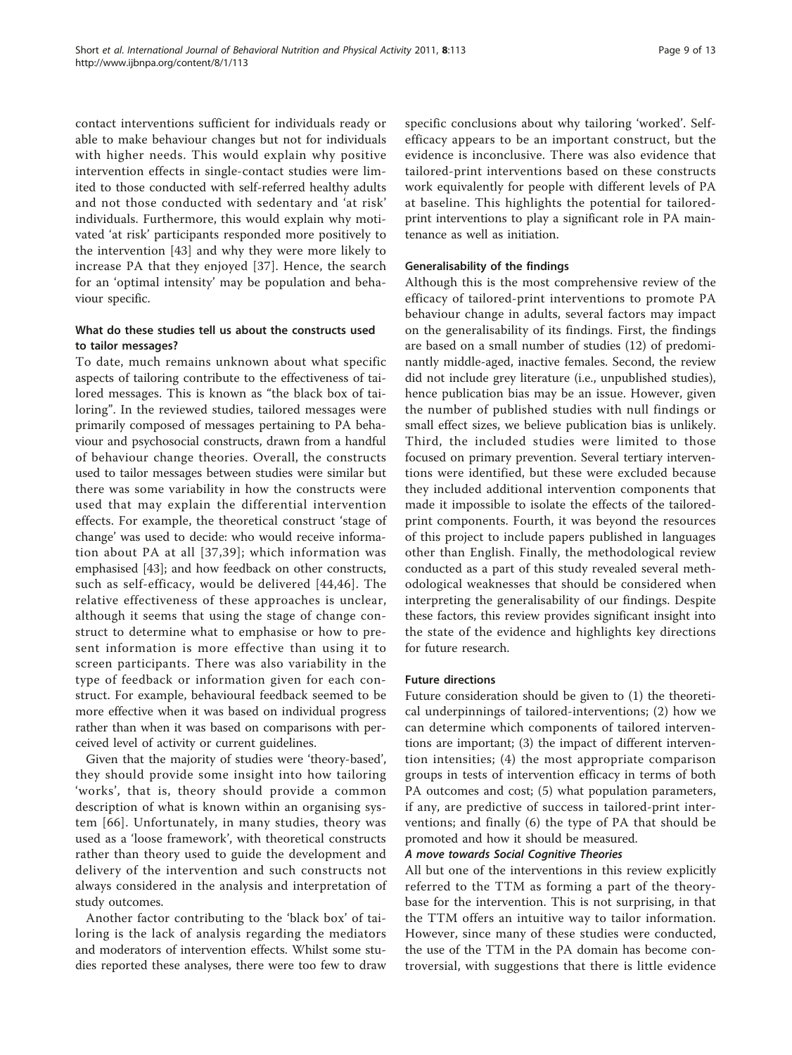contact interventions sufficient for individuals ready or able to make behaviour changes but not for individuals with higher needs. This would explain why positive intervention effects in single-contact studies were limited to those conducted with self-referred healthy adults and not those conducted with sedentary and 'at risk' individuals. Furthermore, this would explain why motivated 'at risk' participants responded more positively to the intervention [43] and why they were more likely to increase PA that they enjoyed [37]. Hence, the search for an 'optimal intensity' may be population and behaviour specific.

### What do these studies tell us about the constructs used to tailor messages?

To date, much remains unknown about what specific aspects of tailoring contribute to the effectiveness of tailored messages. This is known as "the black box of tailoring". In the reviewed studies, tailored messages were primarily composed of messages pertaining to PA behaviour and psychosocial constructs, drawn from a handful of behaviour change theories. Overall, the constructs used to tailor messages between studies were similar but there was some variability in how the constructs were used that may explain the differential intervention effects. For example, the theoretical construct 'stage of change' was used to decide: who would receive information about PA at all [37,39]; which information was emphasised [43]; and how feedback on other constructs, such as self-efficacy, would be delivered [44,46]. The relative effectiveness of these approaches is unclear, although it seems that using the stage of change construct to determine what to emphasise or how to present information is more effective than using it to screen participants. There was also variability in the type of feedback or information given for each construct. For example, behavioural feedback seemed to be more effective when it was based on individual progress rather than when it was based on comparisons with perceived level of activity or current guidelines.

Given that the majority of studies were 'theory-based', they should provide some insight into how tailoring 'works', that is, theory should provide a common description of what is known within an organising system [66]. Unfortunately, in many studies, theory was used as a 'loose framework', with theoretical constructs rather than theory used to guide the development and delivery of the intervention and such constructs not always considered in the analysis and interpretation of study outcomes.

Another factor contributing to the 'black box' of tailoring is the lack of analysis regarding the mediators and moderators of intervention effects. Whilst some studies reported these analyses, there were too few to draw specific conclusions about why tailoring 'worked'. Self-efficacy appears to be an important construct, but the evidence is inconclusive. There was also evidence that tailored-print interventions based on these constructs work equivalently for people with different levels of PA at baseline. This highlights the potential for tailored-print interventions to play a significant role in PA maintenance as well as initiation.

### Generalisability of the findings

Although this is the most comprehensive review of the efficacy of tailored-print interventions to promote PA behaviour change in adults, several factors may impact on the generalisability of its findings. First, the findings are based on a small number of studies (12) of predominantly middle-aged, inactive females. Second, the review did not include grey literature (i.e., unpublished studies), hence publication bias may be an issue. However, given the number of published studies with null findings or small effect sizes, we believe publication bias is unlikely. Third, the included studies were limited to those focused on primary prevention. Several tertiary interventions were identified, but these were excluded because they included additional intervention components that made it impossible to isolate the effects of the tailored-print components. Fourth, it was beyond the resources of this project to include papers published in languages other than English. Finally, the methodological review conducted as a part of this study revealed several methodological weaknesses that should be considered when interpreting the generalisability of our findings. Despite these factors, this review provides significant insight into the state of the evidence and highlights key directions for future research.

### Future directions

Future consideration should be given to (1) the theoretical underpinnings of tailored-interventions; (2) how we can determine which components of tailored interventions are important; (3) the impact of different intervention intensities; (4) the most appropriate comparison groups in tests of intervention efficacy in terms of both PA outcomes and cost; (5) what population parameters, if any, are predictive of success in tailored-print interventions; and finally (6) the type of PA that should be promoted and how it should be measured.

#### *A move towards Social Cognitive Theories*

All but one of the interventions in this review explicitly referred to the TTM as forming a part of the theory-base for the intervention. This is not surprising, in that the TTM offers an intuitive way to tailor information. However, since many of these studies were conducted, the use of the TTM in the PA domain has become controversial, with suggestions that there is little evidence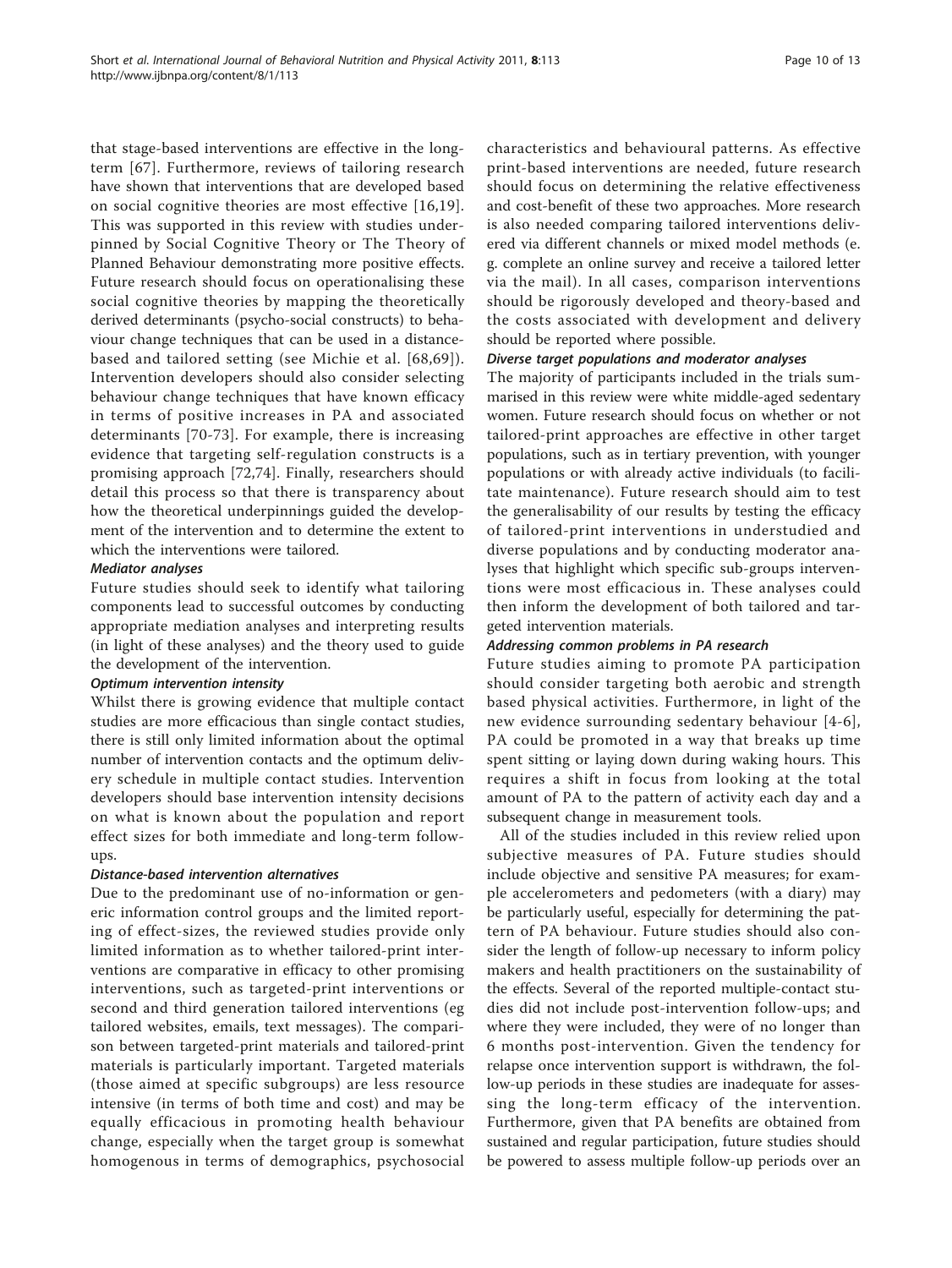that stage-based interventions are effective in the long-term [67]. Furthermore, reviews of tailoring research have shown that interventions that are developed based on social cognitive theories are most effective [16,19]. This was supported in this review with studies underpinned by Social Cognitive Theory or The Theory of Planned Behaviour demonstrating more positive effects. Future research should focus on operationalising these social cognitive theories by mapping the theoretically derived determinants (psycho-social constructs) to behaviour change techniques that can be used in a distance-based and tailored setting (see Michie et al. [68,69]). Intervention developers should also consider selecting behaviour change techniques that have known efficacy in terms of positive increases in PA and associated determinants [70-73]. For example, there is increasing evidence that targeting self-regulation constructs is a promising approach [72,74]. Finally, researchers should detail this process so that there is transparency about how the theoretical underpinnings guided the development of the intervention and to determine the extent to which the interventions were tailored.

#### *Mediator analyses*

Future studies should seek to identify what tailoring components lead to successful outcomes by conducting appropriate mediation analyses and interpreting results (in light of these analyses) and the theory used to guide the development of the intervention.

#### *Optimum intervention intensity*

Whilst there is growing evidence that multiple contact studies are more efficacious than single contact studies, there is still only limited information about the optimal number of intervention contacts and the optimum delivery schedule in multiple contact studies. Intervention developers should base intervention intensity decisions on what is known about the population and report effect sizes for both immediate and long-term follow-ups.

#### *Distance-based intervention alternatives*

Due to the predominant use of no-information or generic information control groups and the limited reporting of effect-sizes, the reviewed studies provide only limited information as to whether tailored-print interventions are comparative in efficacy to other promising interventions, such as targeted-print interventions or second and third generation tailored interventions (eg tailored websites, emails, text messages). The comparison between targeted-print materials and tailored-print materials is particularly important. Targeted materials (those aimed at specific subgroups) are less resource intensive (in terms of both time and cost) and may be equally efficacious in promoting health behaviour change, especially when the target group is somewhat homogenous in terms of demographics, psychosocial characteristics and behavioural patterns. As effective print-based interventions are needed, future research should focus on determining the relative effectiveness and cost-benefit of these two approaches. More research is also needed comparing tailored interventions delivered via different channels or mixed model methods (e.g. complete an online survey and receive a tailored letter via the mail). In all cases, comparison interventions should be rigorously developed and theory-based and the costs associated with development and delivery should be reported where possible.

#### *Diverse target populations and moderator analyses*

The majority of participants included in the trials summarised in this review were white middle-aged sedentary women. Future research should focus on whether or not tailored-print approaches are effective in other target populations, such as in tertiary prevention, with younger populations or with already active individuals (to facilitate maintenance). Future research should aim to test the generalisability of our results by testing the efficacy of tailored-print interventions in understudied and diverse populations and by conducting moderator analyses that highlight which specific sub-groups interventions were most efficacious in. These analyses could then inform the development of both tailored and targeted intervention materials.

#### *Addressing common problems in PA research*

Future studies aiming to promote PA participation should consider targeting both aerobic and strength based physical activities. Furthermore, in light of the new evidence surrounding sedentary behaviour [4-6], PA could be promoted in a way that breaks up time spent sitting or laying down during waking hours. This requires a shift in focus from looking at the total amount of PA to the pattern of activity each day and a subsequent change in measurement tools.

All of the studies included in this review relied upon subjective measures of PA. Future studies should include objective and sensitive PA measures; for example accelerometers and pedometers (with a diary) may be particularly useful, especially for determining the pattern of PA behaviour. Future studies should also consider the length of follow-up necessary to inform policy makers and health practitioners on the sustainability of the effects. Several of the reported multiple-contact studies did not include post-intervention follow-ups; and where they were included, they were of no longer than 6 months post-intervention. Given the tendency for relapse once intervention support is withdrawn, the follow-up periods in these studies are inadequate for assessing the long-term efficacy of the intervention. Furthermore, given that PA benefits are obtained from sustained and regular participation, future studies should be powered to assess multiple follow-up periods over an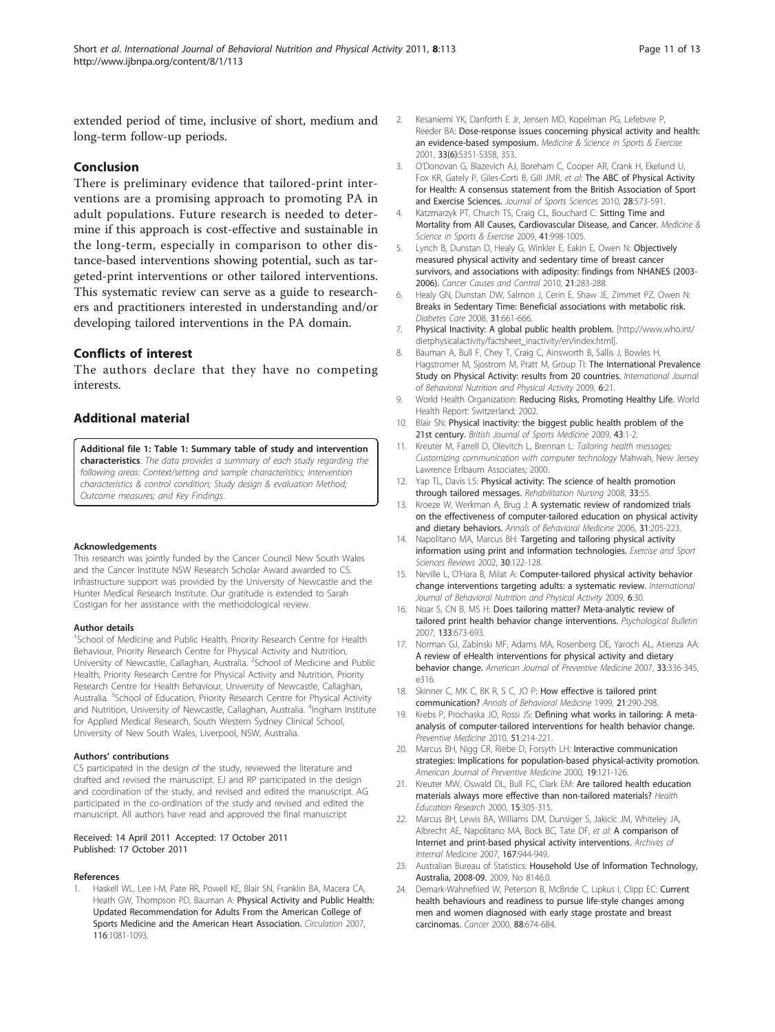extended period of time, inclusive of short, medium and long-term follow-up periods.

## Conclusion

There is preliminary evidence that tailored-print interventions are a promising approach to promoting PA in adult populations. Future research is needed to determine if this approach is cost-effective and sustainable in the long-term, especially in comparison to other distance-based interventions showing potential, such as targeted-print interventions or other tailored interventions. This systematic review can serve as a guide to researchers and practitioners interested in understanding and/or developing tailored interventions in the PA domain.

## Conflicts of interest

The authors declare that they have no competing interests.

## Additional material

**Additional file 1: Table 1: Summary table of study and intervention characteristics**. *The data provides a summary of each study regarding the following areas: Context/setting and sample characteristics; Intervention characteristics & control condition; Study design & evaluation Method; Outcome measures; and Key Findings.*

#### Acknowledgements

This research was jointly funded by the Cancer Council New South Wales and the Cancer Institute NSW Research Scholar Award awarded to CS. Infrastructure support was provided by the University of Newcastle and the Hunter Medical Research Institute. Our gratitude is extended to Sarah Costigan for her assistance with the methodological review.

#### Author details

[1]School of Medicine and Public Health, Priority Research Centre for Health Behaviour, Priority Research Centre for Physical Activity and Nutrition, University of Newcastle, Callaghan, Australia. [2]School of Medicine and Public Health, Priority Research Centre for Physical Activity and Nutrition, Priority Research Centre for Health Behaviour, University of Newcastle, Callaghan, Australia. [3]School of Education, Priority Research Centre for Physical Activity and Nutrition, University of Newcastle, Callaghan, Australia. [4]Ingham Institute for Applied Medical Research, South Western Sydney Clinical School, University of New South Wales, Liverpool, NSW, Australia.

#### Authors' contributions

CS participated in the design of the study, reviewed the literature and drafted and revised the manuscript. EJ and RP participated in the design and coordination of the study, and revised and edited the manuscript. AG participated in the co-ordination of the study and revised and edited the manuscript. All authors have read and approved the final manuscript

Received: 14 April 2011 Accepted: 17 October 2011
Published: 17 October 2011

#### References

1. Haskell WL, Lee I-M, Pate RR, Powell KE, Blair SN, Franklin BA, Macera CA, Heath GW, Thompson PD, Bauman A: **Physical Activity and Public Health: Updated Recommendation for Adults From the American College of Sports Medicine and the American Heart Association.** *Circulation* 2007, **116**:1081-1093.
2. Kesaniemi YK, Danforth E Jr, Jensen MD, Kopelman PG, Lefebvre P, Reeder BA: **Dose-response issues concerning physical activity and health: an evidence-based symposium.** *Medicine & Science in Sports & Exercise* 2001, **33(6)**:S351-S358, 353.
3. O'Donovan G, Blazevich AJ, Boreham C, Cooper AR, Crank H, Ekelund U, Fox KR, Gately P, Giles-Corti B, Gill JMR, *et al*: **The ABC of Physical Activity for Health: A consensus statement from the British Association of Sport and Exercise Sciences.** *Journal of Sports Sciences* 2010, **28**:573-591.
4. Katzmarzyk PT, Church TS, Craig CL, Bouchard C: **Sitting Time and Mortality from All Causes, Cardiovascular Disease, and Cancer.** *Medicine & Science in Sports & Exercise* 2009, **41**:998-1005.
5. Lynch B, Dunstan D, Healy G, Winkler E, Eakin E, Owen N: **Objectively measured physical activity and sedentary time of breast cancer survivors, and associations with adiposity: findings from NHANES (2003-2006).** *Cancer Causes and Control* 2010, **21**:283-288.
6. Healy GN, Dunstan DW, Salmon J, Cerin E, Shaw JE, Zimmet PZ, Owen N: **Breaks in Sedentary Time: Beneficial associations with metabolic risk.** *Diabetes Care* 2008, **31**:661-666.
7. **Physical Inactivity: A global public health problem.** [http://www.who.int/dietphysicalactivity/factsheet_inactivity/en/index.html].
8. Bauman A, Bull F, Chey T, Craig C, Ainsworth B, Sallis J, Bowles H, Hagstromer M, Sjostrom M, Pratt M, Group TI: **The International Prevalence Study on Physical Activity: results from 20 countries.** *International Journal of Behavioral Nutrition and Physical Activity* 2009, **6**:21.
9. World Health Organization: **Reducing Risks, Promoting Healthy Life.** World Health Report: Switzerland; 2002.
10. Blair SN: **Physical inactivity: the biggest public health problem of the 21st century.** *British Journal of Sports Medicine* 2009, **43**:1-2.
11. Kreuter M, Farrell D, Olevitch L, Brennan L: *Tailoring health messages: Customizing communication with computer technology* Mahwah, New Jersey Lawrence Erlbaum Associates; 2000.
12. Yap TL, Davis LS: **Physical activity: The science of health promotion through tailored messages.** *Rehabilitation Nursing* 2008, **33**:55.
13. Kroeze W, Werkman A, Brug J: **A systematic review of randomized trials on the effectiveness of computer-tailored education on physical activity and dietary behaviors.** *Annals of Behavioral Medicine* 2006, **31**:205-223.
14. Napolitano MA, Marcus BH: **Targeting and tailoring physical activity information using print and information technologies.** *Exercise and Sport Sciences Reviews* 2002, **30**:122-128.
15. Neville L, O'Hara B, Milat A: **Computer-tailored physical activity behavior change interventions targeting adults: a systematic review.** *International Journal of Behavioral Nutrition and Physical Activity* 2009, **6**:30.
16. Noar S, CN B, MS H: **Does tailoring matter? Meta-analytic review of tailored print health behavior change interventions.** *Psychological Bulletin* 2007, **133**:673-693.
17. Norman GJ, Zabinski MF, Adams MA, Rosenberg DE, Yaroch AL, Atienza AA: **A review of eHealth interventions for physical activity and dietary behavior change.** *American Journal of Preventive Medicine* 2007, **33**:336-345, e316.
18. Skinner C, MK C, BK R, S C, JO P: **How effective is tailored print communication?** *Annals of Behavioral Medicine* 1999, **21**:290-298.
19. Krebs P, Prochaska JO, Rossi JS: **Defining what works in tailoring: A meta-analysis of computer-tailored interventions for health behavior change.** *Preventive Medicine* 2010, **51**:214-221.
20. Marcus BH, Nigg CR, Riebe D, Forsyth LH: **Interactive communication strategies: Implications for population-based physical-activity promotion.** *American Journal of Preventive Medicine* 2000, **19**:121-126.
21. Kreuter MW, Oswald DL, Bull FC, Clark EM: **Are tailored health education materials always more effective than non-tailored materials?** *Health Education Research* 2000, **15**:305-315.
22. Marcus BH, Lewis BA, Williams DM, Dunsiger S, Jakicic JM, Whiteley JA, Albrecht AE, Napolitano MA, Bock BC, Tate DF, *et al*: **A comparison of Internet and print-based physical activity interventions.** *Archives of Internal Medicine* 2007, **167**:944-949.
23. Australian Bureau of Statistics: **Household Use of Information Technology, Australia, 2008-09.** 2009, No 8146.0.
24. Demark-Wahnefried W, Peterson B, McBride C, Lipkus I, Clipp EC: **Current health behaviours and readiness to pursue life-style changes among men and women diagnosed with early stage prostate and breast carcinomas.** *Cancer* 2000, **88**:674-684.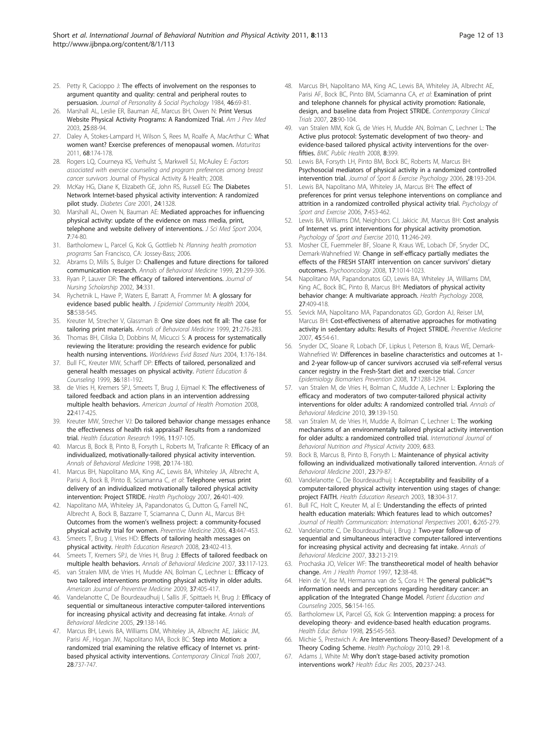25. Petty R, Cacioppo J: **The effects of involvement on the responses to argument quantity and quality: central and peripheral routes to persuasion.** *Journal of Personality & Social Psychology* 1984, **46**:69-81.
26. Marshall AL, Leslie ER, Bauman AE, Marcus BH, Owen N: **Print Versus Website Physical Activity Programs: A Randomized Trial.** *Am J Prev Med* 2003, **25**:88-94.
27. Daley A, Stokes-Lampard H, Wilson S, Rees M, Roalfe A, MacArthur C: **What women want? Exercise preferences of menopausal women.** *Maturitas* 2011, **68**:174-178.
28. Rogers LQ, Courneya KS, Verhulst S, Markwell SJ, McAuley E: *Factors associated with exercise counseling and program preferences among breast cancer survivors* Journal of Physical Activity & Health; 2008.
29. McKay HG, Diane K, Elizabeth GE, John RS, Russell EG: **The Diabetes Network Internet-based physical activity intervention: A randomized pilot study.** *Diabetes Care* 2001, **24**:1328.
30. Marshall AL, Owen N, Bauman AE: **Mediated approaches for influencing physical activity: update of the evidence on mass media, print, telephone and website delivery of interventions.** *J Sci Med Sport* 2004, **7**:74-80.
31. Bartholomew L, Parcel G, Kok G, Gottlieb N: *Planning health promotion programs* San Francisco, CA: Jossey-Bass; 2006.
32. Abrams D, Mills S, Bulger D: **Challenges and future directions for tailored communication research.** *Annals of Behavioral Medicine* 1999, **21**:299-306.
33. Ryan P, Lauver DR: **The efficacy of tailored interventions.** *Journal of Nursing Scholarship* 2002, **34**:331.
34. Rychetnik L, Hawe P, Waters E, Barratt A, Frommer M: **A glossary for evidence based public health.** *J Epidemiol Community Health* 2004, **58**:538-545.
35. Kreuter M, Strecher V, Glassman B: **One size does not fit all: The case for tailoring print materials.** *Annals of Behavioral Medicine* 1999, **21**:276-283.
36. Thomas BH, Ciliska D, Dobbins M, Micucci S: **A process for systematically reviewing the literature: providing the research evidence for public health nursing interventions.** *Worldviews Evid Based Nurs* 2004, **1**:176-184.
37. Bull FC, Kreuter MW, Scharff DP: **Effects of tailored, personalized and general health messages on physical activity.** *Patient Education & Counseling* 1999, **36**:181-192.
38. de Vries H, Kremers SPJ, Smeets T, Brug J, Eijmael K: **The effectiveness of tailored feedback and action plans in an intervention addressing multiple health behaviors.** *American Journal of Health Promotion* 2008, **22**:417-425.
39. Kreuter MW, Strecher VJ: **Do tailored behavior change messages enhance the effectiveness of health risk appraisal? Results from a randomized trial.** *Health Education Research* 1996, **11**:97-105.
40. Marcus B, Bock B, Pinto B, Forsyth L, Roberts M, Traficante R: **Efficacy of an individualized, motivationally-tailored physical activity intervention.** *Annals of Behavioral Medicine* 1998, **20**:174-180.
41. Marcus BH, Napolitano MA, King AC, Lewis BA, Whiteley JA, Albrecht A, Parisi A, Bock B, Pinto B, Sciamanna C, *et al*: **Telephone versus print delivery of an individualized motivationally tailored physical activity intervention: Project STRIDE.** *Health Psychology* 2007, **26**:401-409.
42. Napolitano MA, Whiteley JA, Papandonatos G, Dutton G, Farrell NC, Albrecht A, Bock B, Bazzarre T, Sciamanna C, Dunn AL, Marcus BH: **Outcomes from the women's wellness project: a community-focused physical activity trial for women.** *Preventive Medicine* 2006, **43**:447-453.
43. Smeets T, Brug J, Vries HD: **Effects of tailoring health messages on physical activity.** *Health Education Research* 2008, **23**:402-413.
44. Smeets T, Kremers SPJ, de Vries H, Brug J: **Effects of tailored feedback on multiple health behaviors.** *Annals of Behavioral Medicine* 2007, **33**:117-123.
45. van Stralen MM, de Vries H, Mudde AN, Bolman C, Lechner L: **Efficacy of two tailored interventions promoting physical activity in older adults.** *American Journal of Preventive Medicine* 2009, **37**:405-417.
46. Vandelanotte C, De Bourdeaudhuij I, Sallis JF, Spittaels H, Brug J: **Efficacy of sequential or simultaneous interactive computer-tailored interventions for increasing physical activity and decreasing fat intake.** *Annals of Behavioral Medicine* 2005, **29**:138-146.
47. Marcus BH, Lewis BA, Williams DM, Whiteley JA, Albrecht AE, Jakicic JM, Parisi AF, Hogan JW, Napolitano MA, Bock BC: **Step into Motion: a randomized trial examining the relative efficacy of Internet vs. print-based physical activity interventions.** *Contemporary Clinical Trials* 2007, **28**:737-747.
48. Marcus BH, Napolitano MA, King AC, Lewis BA, Whiteley JA, Albrecht AE, Parisi AF, Bock BC, Pinto BM, Sciamanna CA, *et al*: **Examination of print and telephone channels for physical activity promotion: Rationale, design, and baseline data from Project STRIDE.** *Contemporary Clinical Trials* 2007, **28**:90-104.
49. van Stralen MM, Kok G, de Vries H, Mudde AN, Bolman C, Lechner L: **The Active plus protocol: Systematic development of two theory- and evidence-based tailored physical activity interventions for the over-fifties.** *BMC Public Health* 2008, **8**:399.
50. Lewis BA, Forsyth LH, Pinto BM, Bock BC, Roberts M, Marcus BH: **Psychosocial mediators of physical activity in a randomized controlled intervention trial.** *Journal of Sport & Exercise Psychology* 2006, **28**:193-204.
51. Lewis BA, Napolitano MA, Whiteley JA, Marcus BH: **The effect of preferences for print versus telephone interventions on compliance and attrition in a randomized controlled physical activity trial.** *Psychology of Sport and Exercise* 2006, **7**:453-462.
52. Lewis BA, Williams DM, Neighbors CJ, Jakicic JM, Marcus BH: **Cost analysis of Internet vs. print interventions for physical activity promotion.** *Psychology of Sport and Exercise* 2010, **11**:246-249.
53. Mosher CE, Fuemmeler BF, Sloane R, Kraus WE, Lobach DF, Snyder DC, Demark-Wahnefried W: **Change in self-efficacy partially mediates the effects of the FRESH START intervention on cancer survivors' dietary outcomes.** *Psychooncology* 2008, **17**:1014-1023.
54. Napolitano MA, Papandonatos GD, Lewis BA, Whiteley JA, Williams DM, King AC, Bock BC, Pinto B, Marcus BH: **Mediators of physical activity behavior change: A multivariate approach.** *Health Psychology* 2008, **27**:409-418.
55. Sevick MA, Napolitano MA, Papandonatos GD, Gordon AJ, Reiser LM, Marcus BH: **Cost-effectiveness of alternative approaches for motivating activity in sedentary adults: Results of Project STRIDE.** *Preventive Medicine* 2007, **45**:54-61.
56. Snyder DC, Sloane R, Lobach DF, Lipkus I, Peterson B, Kraus WE, Demark-Wahnefried W: **Differences in baseline characteristics and outcomes at 1- and 2-year follow-up of cancer survivors accrued via self-referral versus cancer registry in the Fresh-Start diet and exercise trial.** *Cancer Epidemiology Biomarkers Prevention* 2008, **17**:1288-1294.
57. van Stralen M, de Vries H, Bolman C, Mudde A, Lechner L: **Exploring the efficacy and moderators of two computer-tailored physical activity interventions for older adults: A randomized controlled trial.** *Annals of Behavioral Medicine* 2010, **39**:139-150.
58. van Stralen M, de Vries H, Mudde A, Bolman C, Lechner L: **The working mechanisms of an environmentally tailored physical activity intervention for older adults: a randomized controlled trial.** *International Journal of Behavioral Nutrition and Physical Activity* 2009, **6**:83.
59. Bock B, Marcus B, Pinto B, Forsyth L: **Maintenance of physical activity following an individualized motivationally tailored intervention.** *Annals of Behavioral Medicine* 2001, **23**:79-87.
60. Vandelanotte C, De Bourdeaudhuij I: **Acceptability and feasibility of a computer-tailored physical activity intervention using stages of change: project FAITH.** *Health Education Research* 2003, **18**:304-317.
61. Bull FC, Holt C, Kreuter M, al E: **Understanding the effects of printed health education materials: Which features lead to which outcomes?** *Journal of Health Communication: International Perspectives* 2001, **6**:265-279.
62. Vandelanotte C, De Bourdeaudhuij I, Brug J: **Two-year follow-up of sequential and simultaneous interactive computer-tailored interventions for increasing physical activity and decreasing fat intake.** *Annals of Behavioral Medicine* 2007, **33**:213-219.
63. Prochaska JO, Velicer WF: **The transtheoretical model of health behavior change.** *Am J Health Promot* 1997, **12**:38-48.
64. Hein de V, Ilse M, Hermanna van de S, Cora H: **The general publicâ€™s information needs and perceptions regarding hereditary cancer: an application of the Integrated Change Model.** *Patient Education and Counseling* 2005, **56**:154-165.
65. Bartholomew LK, Parcel GS, Kok G: **Intervention mapping: a process for developing theory- and evidence-based health education programs.** *Health Educ Behav* 1998, **25**:545-563.
66. Michie S, Prestwich A: **Are Interventions Theory-Based? Development of a Theory Coding Scheme.** *Health Psychology* 2010, **29**:1-8.
67. Adams J, White M: **Why don't stage-based activity promotion interventions work?** *Health Educ Res* 2005, **20**:237-243.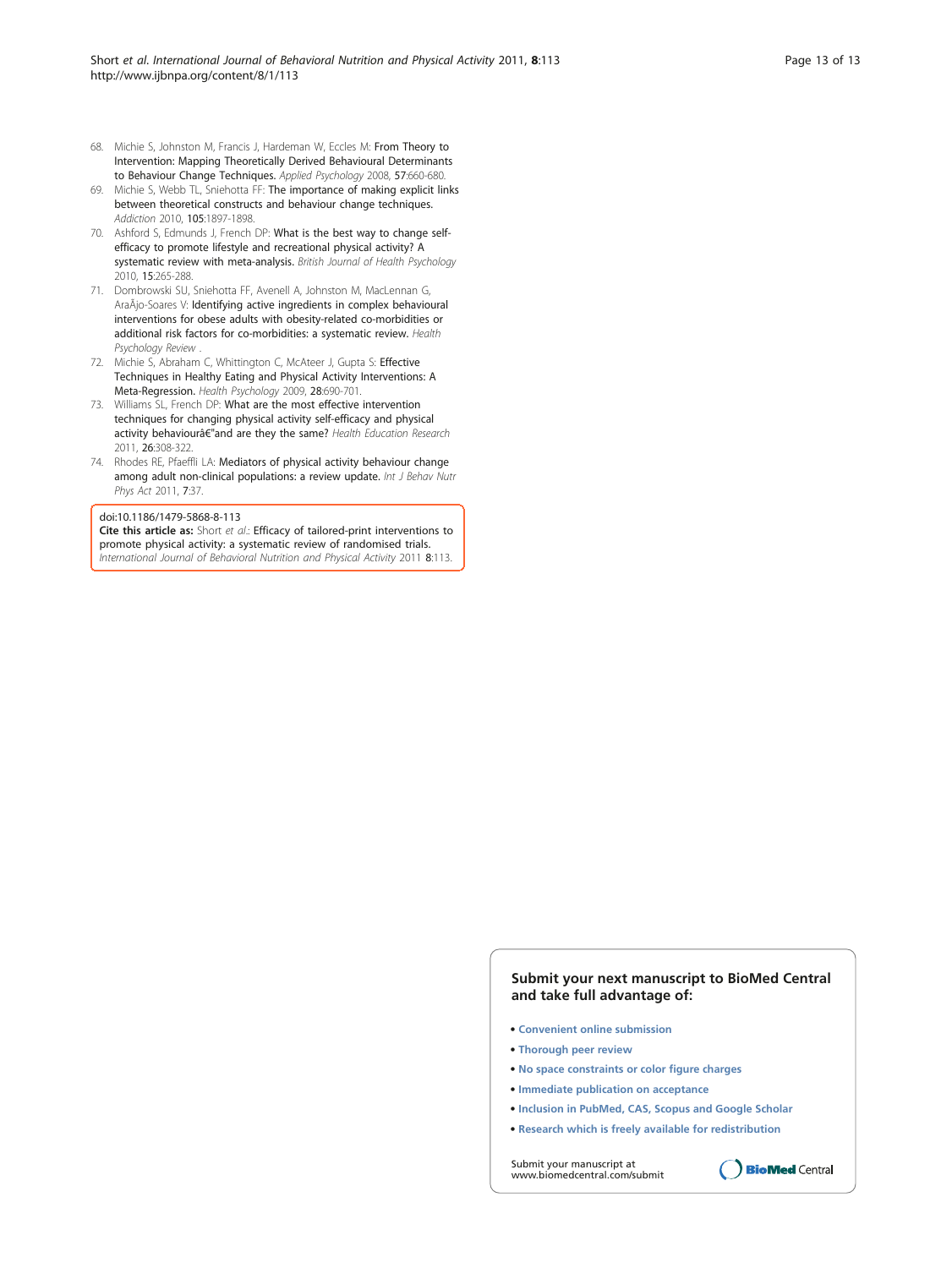68. Michie S, Johnston M, Francis J, Hardeman W, Eccles M: **From Theory to Intervention: Mapping Theoretically Derived Behavioural Determinants to Behaviour Change Techniques.** *Applied Psychology* 2008, **57**:660-680.
69. Michie S, Webb TL, Sniehotta FF: **The importance of making explicit links between theoretical constructs and behaviour change techniques.** *Addiction* 2010, **105**:1897-1898.
70. Ashford S, Edmunds J, French DP: **What is the best way to change self-efficacy to promote lifestyle and recreational physical activity? A systematic review with meta-analysis.** *British Journal of Health Psychology* 2010, **15**:265-288.
71. Dombrowski SU, Sniehotta FF, Avenell A, Johnston M, MacLennan G, AraÃjo-Soares V: **Identifying active ingredients in complex behavioural interventions for obese adults with obesity-related co-morbidities or additional risk factors for co-morbidities: a systematic review.** *Health Psychology Review* .
72. Michie S, Abraham C, Whittington C, McAteer J, Gupta S: **Effective Techniques in Healthy Eating and Physical Activity Interventions: A Meta-Regression.** *Health Psychology* 2009, **28**:690-701.
73. Williams SL, French DP: **What are the most effective intervention techniques for changing physical activity self-efficacy and physical activity behaviourâ€"and are they the same?** *Health Education Research* 2011, **26**:308-322.
74. Rhodes RE, Pfaeffli LA: **Mediators of physical activity behaviour change among adult non-clinical populations: a review update.** *Int J Behav Nutr Phys Act* 2011, **7**:37.

doi:10.1186/1479-5868-8-113
**Cite this article as:** Short *et al.*: Efficacy of tailored-print interventions to promote physical activity: a systematic review of randomised trials. *International Journal of Behavioral Nutrition and Physical Activity* 2011 **8**:113.

**Submit your next manuscript to BioMed Central and take full advantage of:**

- Convenient online submission
- Thorough peer review
- No space constraints or color figure charges
- Immediate publication on acceptance
- Inclusion in PubMed, CAS, Scopus and Google Scholar
- Research which is freely available for redistribution

Submit your manuscript at
www.biomedcentral.com/submit

BioMed Central